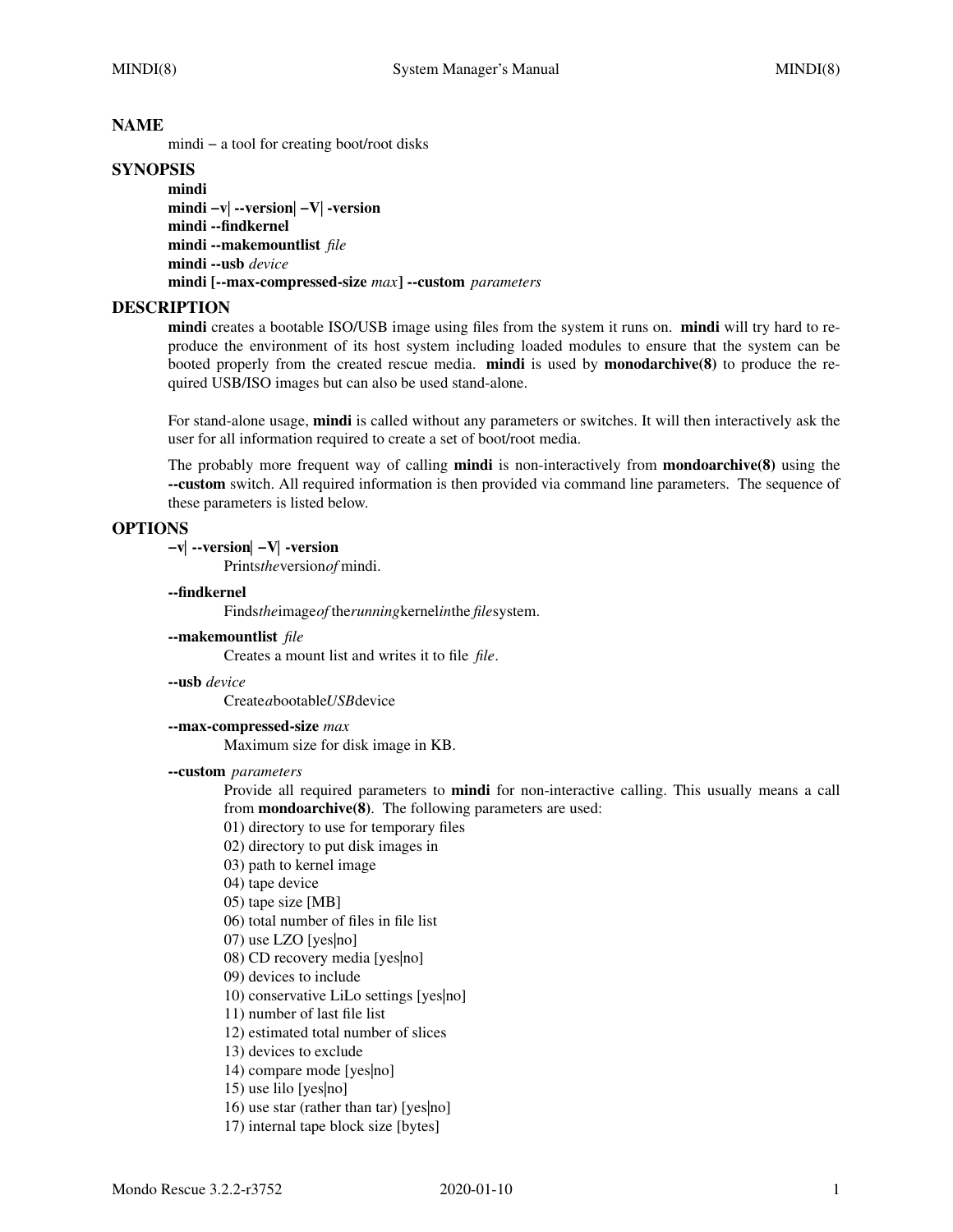# NAME

mindi − a tool for creating boot/root disks

# SYNOPSIS

**mindi**
**mindi −v| --version| −V| -version**
**mindi --findkernel**
**mindi --makemountlist** *file*
**mindi --usb** *device*
**mindi [--max-compressed-size** *max*] **--custom** *parameters*

# DESCRIPTION

**mindi** creates a bootable ISO/USB image using files from the system it runs on. **mindi** will try hard to reproduce the environment of its host system including loaded modules to ensure that the system can be booted properly from the created rescue media. **mindi** is used by **monodarchive(8)** to produce the required USB/ISO images but can also be used stand-alone.

For stand-alone usage, **mindi** is called without any parameters or switches. It will then interactively ask the user for all information required to create a set of boot/root media.

The probably more frequent way of calling **mindi** is non-interactively from **mondoarchive(8)** using the **--custom** switch. All required information is then provided via command line parameters. The sequence of these parameters is listed below.

# OPTIONS

**−v| --version| −V| -version**
Prints*the*version*of* mindi.

**--findkernel**
Finds*the*image*of* the*running*kernel*in*the *file*system.

**--makemountlist** *file*
Creates a mount list and writes it to file *file*.

**--usb** *device*
Create*a*bootable*USB*device

**--max-compressed-size** *max*
Maximum size for disk image in KB.

**--custom** *parameters*
Provide all required parameters to **mindi** for non-interactive calling. This usually means a call from **mondoarchive(8)**. The following parameters are used:
01) directory to use for temporary files
02) directory to put disk images in
03) path to kernel image
04) tape device
05) tape size [MB]
06) total number of files in file list
07) use LZO [yes|no]
08) CD recovery media [yes|no]
09) devices to include
10) conservative LiLo settings [yes|no]
11) number of last file list
12) estimated total number of slices
13) devices to exclude
14) compare mode [yes|no]
15) use lilo [yes|no]
16) use star (rather than tar) [yes|no]
17) internal tape block size [bytes]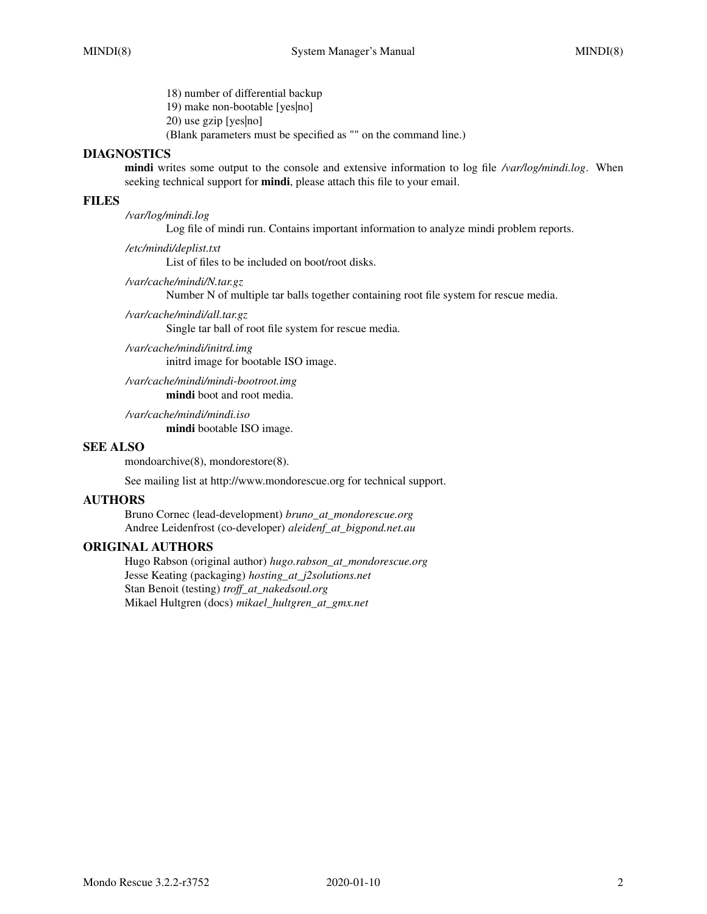18) number of differential backup
19) make non-bootable [yes|no]
20) use gzip [yes|no]
(Blank parameters must be specified as "" on the command line.)

## DIAGNOSTICS

**mindi** writes some output to the console and extensive information to log file */var/log/mindi.log*. When seeking technical support for **mindi**, please attach this file to your email.

## FILES

*/var/log/mindi.log*
Log file of mindi run. Contains important information to analyze mindi problem reports.

*/etc/mindi/deplist.txt*
List of files to be included on boot/root disks.

*/var/cache/mindi/N.tar.gz*
Number N of multiple tar balls together containing root file system for rescue media.

*/var/cache/mindi/all.tar.gz*
Single tar ball of root file system for rescue media.

*/var/cache/mindi/initrd.img*
initrd image for bootable ISO image.

*/var/cache/mindi/mindi-bootroot.img*
**mindi** boot and root media.

*/var/cache/mindi/mindi.iso*
**mindi** bootable ISO image.

## SEE ALSO

mondoarchive(8), mondorestore(8).

See mailing list at http://www.mondorescue.org for technical support.

## AUTHORS

Bruno Cornec (lead-development) *bruno_at_mondorescue.org*
Andree Leidenfrost (co-developer) *aleidenf_at_bigpond.net.au*

## ORIGINAL AUTHORS

Hugo Rabson (original author) *hugo.rabson_at_mondorescue.org*
Jesse Keating (packaging) *hosting_at_j2solutions.net*
Stan Benoit (testing) *troff_at_nakedsoul.org*
Mikael Hultgren (docs) *mikael_hultgren_at_gmx.net*